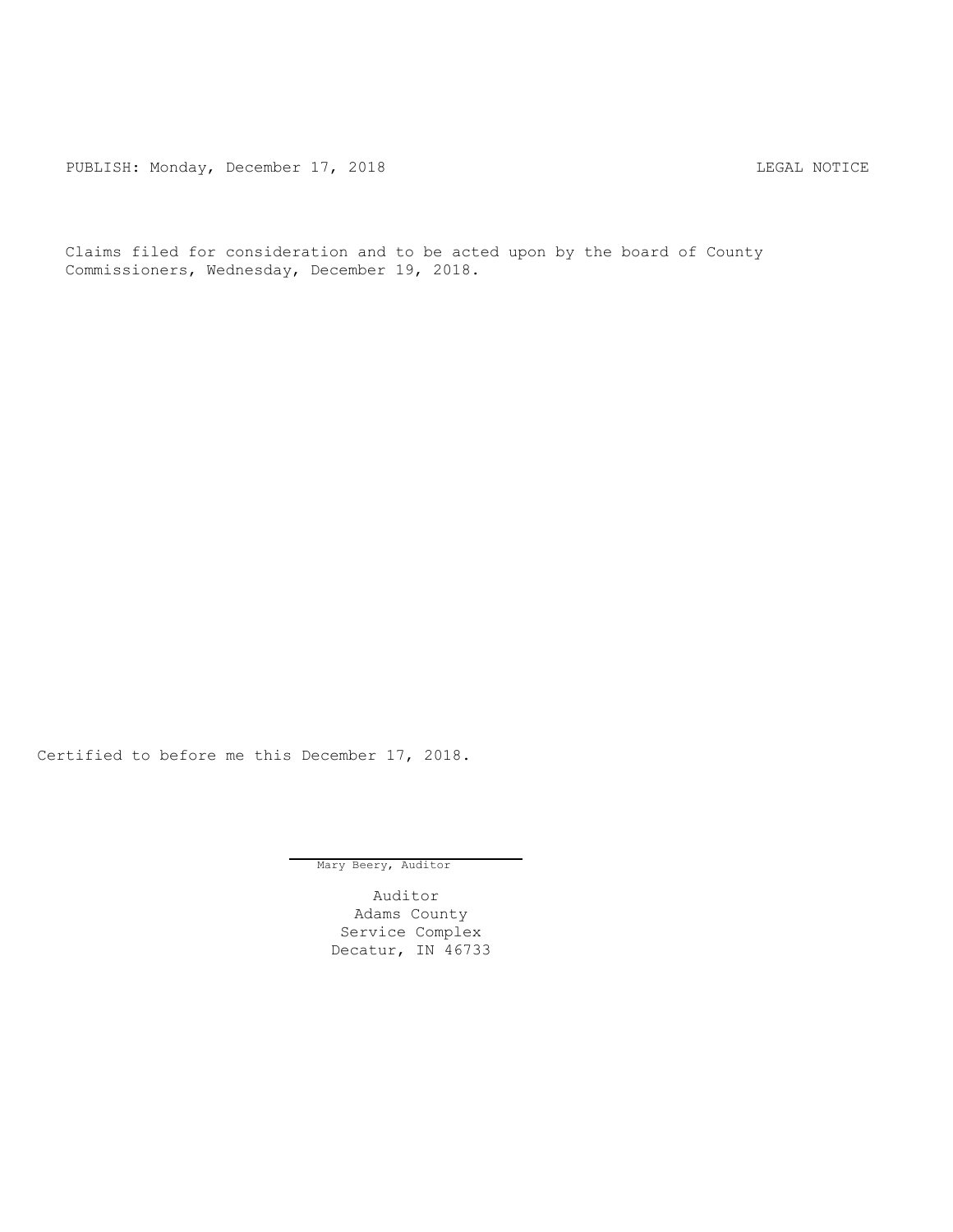PUBLISH: Monday, December 17, 2018 LEGAL NOTICE

Claims filed for consideration and to be acted upon by the board of County Commissioners, Wednesday, December 19, 2018.

Certified to before me this December 17, 2018.

Mary Beery, Auditor

Auditor
Adams County
Service Complex
Decatur, IN 46733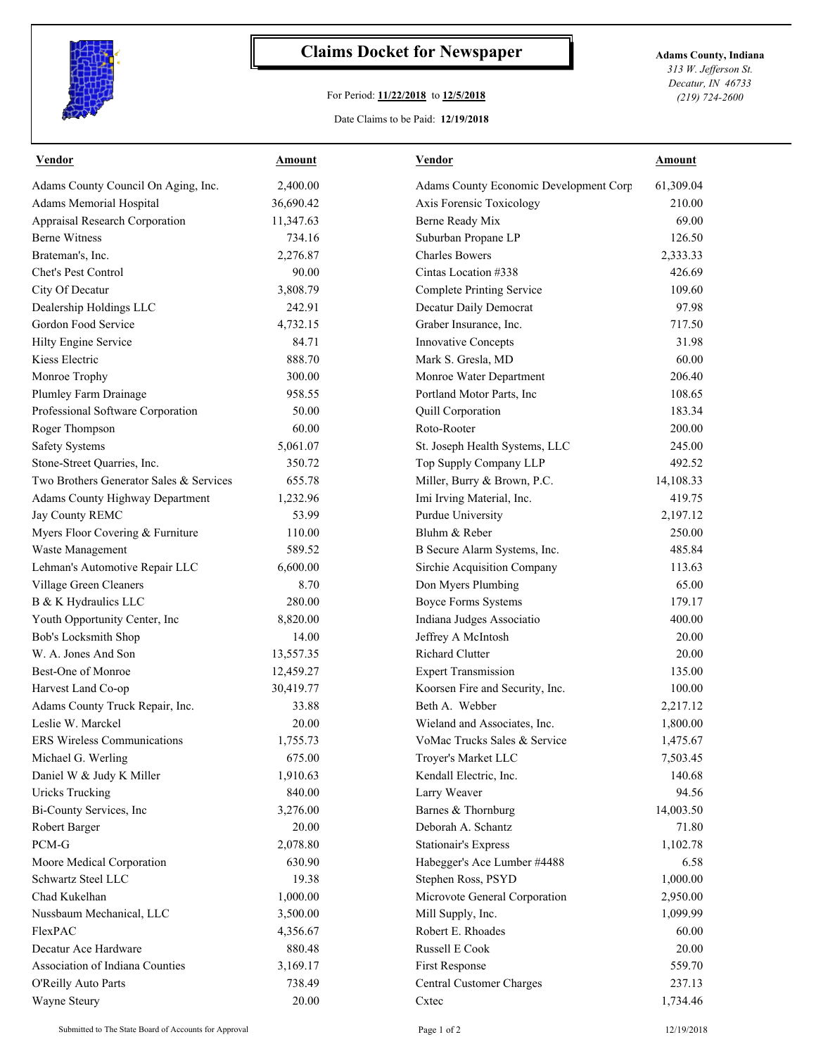# Claims Docket for Newspaper

For Period: **11/22/2018** to **12/5/2018**

Date Claims to be Paid: **12/19/2018**

**Adams County, Indiana**
*313 W. Jefferson St.*
*Decatur, IN 46733*
*(219) 724-2600*

| Vendor | Amount | Vendor | Amount |
|---|---|---|---|
| Adams County Council On Aging, Inc. | 2,400.00 | Adams County Economic Development Corp | 61,309.04 |
| Adams Memorial Hospital | 36,690.42 | Axis Forensic Toxicology | 210.00 |
| Appraisal Research Corporation | 11,347.63 | Berne Ready Mix | 69.00 |
| Berne Witness | 734.16 | Suburban Propane LP | 126.50 |
| Brateman's, Inc. | 2,276.87 | Charles Bowers | 2,333.33 |
| Chet's Pest Control | 90.00 | Cintas Location #338 | 426.69 |
| City Of Decatur | 3,808.79 | Complete Printing Service | 109.60 |
| Dealership Holdings LLC | 242.91 | Decatur Daily Democrat | 97.98 |
| Gordon Food Service | 4,732.15 | Graber Insurance, Inc. | 717.50 |
| Hilty Engine Service | 84.71 | Innovative Concepts | 31.98 |
| Kiess Electric | 888.70 | Mark S. Gresla, MD | 60.00 |
| Monroe Trophy | 300.00 | Monroe Water Department | 206.40 |
| Plumley Farm Drainage | 958.55 | Portland Motor Parts, Inc | 108.65 |
| Professional Software Corporation | 50.00 | Quill Corporation | 183.34 |
| Roger Thompson | 60.00 | Roto-Rooter | 200.00 |
| Safety Systems | 5,061.07 | St. Joseph Health Systems, LLC | 245.00 |
| Stone-Street Quarries, Inc. | 350.72 | Top Supply Company LLP | 492.52 |
| Two Brothers Generator Sales & Services | 655.78 | Miller, Burry & Brown, P.C. | 14,108.33 |
| Adams County Highway Department | 1,232.96 | Imi Irving Material, Inc. | 419.75 |
| Jay County REMC | 53.99 | Purdue University | 2,197.12 |
| Myers Floor Covering & Furniture | 110.00 | Bluhm & Reber | 250.00 |
| Waste Management | 589.52 | B Secure Alarm Systems, Inc. | 485.84 |
| Lehman's Automotive Repair LLC | 6,600.00 | Sirchie Acquisition Company | 113.63 |
| Village Green Cleaners | 8.70 | Don Myers Plumbing | 65.00 |
| B & K Hydraulics LLC | 280.00 | Boyce Forms Systems | 179.17 |
| Youth Opportunity Center, Inc | 8,820.00 | Indiana Judges Associatio | 400.00 |
| Bob's Locksmith Shop | 14.00 | Jeffrey A McIntosh | 20.00 |
| W. A. Jones And Son | 13,557.35 | Richard Clutter | 20.00 |
| Best-One of Monroe | 12,459.27 | Expert Transmission | 135.00 |
| Harvest Land Co-op | 30,419.77 | Koorsen Fire and Security, Inc. | 100.00 |
| Adams County Truck Repair, Inc. | 33.88 | Beth A. Webber | 2,217.12 |
| Leslie W. Marckel | 20.00 | Wieland and Associates, Inc. | 1,800.00 |
| ERS Wireless Communications | 1,755.73 | VoMac Trucks Sales & Service | 1,475.67 |
| Michael G. Werling | 675.00 | Troyer's Market LLC | 7,503.45 |
| Daniel W & Judy K Miller | 1,910.63 | Kendall Electric, Inc. | 140.68 |
| Uricks Trucking | 840.00 | Larry Weaver | 94.56 |
| Bi-County Services, Inc | 3,276.00 | Barnes & Thornburg | 14,003.50 |
| Robert Barger | 20.00 | Deborah A. Schantz | 71.80 |
| PCM-G | 2,078.80 | Stationair's Express | 1,102.78 |
| Moore Medical Corporation | 630.90 | Habegger's Ace Lumber #4488 | 6.58 |
| Schwartz Steel LLC | 19.38 | Stephen Ross, PSYD | 1,000.00 |
| Chad Kukelhan | 1,000.00 | Microvote General Corporation | 2,950.00 |
| Nussbaum Mechanical, LLC | 3,500.00 | Mill Supply, Inc. | 1,099.99 |
| FlexPAC | 4,356.67 | Robert E. Rhoades | 60.00 |
| Decatur Ace Hardware | 880.48 | Russell E Cook | 20.00 |
| Association of Indiana Counties | 3,169.17 | First Response | 559.70 |
| O'Reilly Auto Parts | 738.49 | Central Customer Charges | 237.13 |
| Wayne Steury | 20.00 | Cxtec | 1,734.46 |

Submitted to The State Board of Accounts for Approval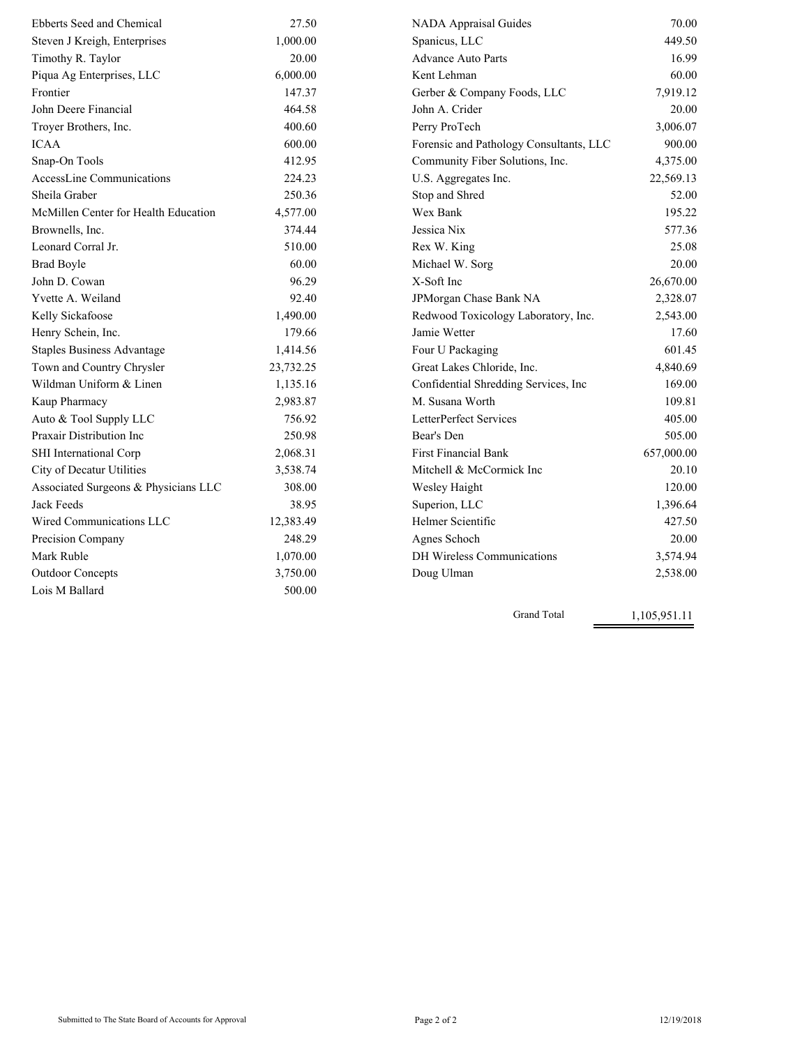| | | | |
|---|---|---|---|
| Ebberts Seed and Chemical | 27.50 | NADA Appraisal Guides | 70.00 |
| Steven J Kreigh, Enterprises | 1,000.00 | Spanicus, LLC | 449.50 |
| Timothy R. Taylor | 20.00 | Advance Auto Parts | 16.99 |
| Piqua Ag Enterprises, LLC | 6,000.00 | Kent Lehman | 60.00 |
| Frontier | 147.37 | Gerber & Company Foods, LLC | 7,919.12 |
| John Deere Financial | 464.58 | John A. Crider | 20.00 |
| Troyer Brothers, Inc. | 400.60 | Perry ProTech | 3,006.07 |
| ICAA | 600.00 | Forensic and Pathology Consultants, LLC | 900.00 |
| Snap-On Tools | 412.95 | Community Fiber Solutions, Inc. | 4,375.00 |
| AccessLine Communications | 224.23 | U.S. Aggregates Inc. | 22,569.13 |
| Sheila Graber | 250.36 | Stop and Shred | 52.00 |
| McMillen Center for Health Education | 4,577.00 | Wex Bank | 195.22 |
| Brownells, Inc. | 374.44 | Jessica Nix | 577.36 |
| Leonard Corral Jr. | 510.00 | Rex W. King | 25.08 |
| Brad Boyle | 60.00 | Michael W. Sorg | 20.00 |
| John D. Cowan | 96.29 | X-Soft Inc | 26,670.00 |
| Yvette A. Weiland | 92.40 | JPMorgan Chase Bank NA | 2,328.07 |
| Kelly Sickafoose | 1,490.00 | Redwood Toxicology Laboratory, Inc. | 2,543.00 |
| Henry Schein, Inc. | 179.66 | Jamie Wetter | 17.60 |
| Staples Business Advantage | 1,414.56 | Four U Packaging | 601.45 |
| Town and Country Chrysler | 23,732.25 | Great Lakes Chloride, Inc. | 4,840.69 |
| Wildman Uniform & Linen | 1,135.16 | Confidential Shredding Services, Inc | 169.00 |
| Kaup Pharmacy | 2,983.87 | M. Susana Worth | 109.81 |
| Auto & Tool Supply LLC | 756.92 | LetterPerfect Services | 405.00 |
| Praxair Distribution Inc | 250.98 | Bear's Den | 505.00 |
| SHI International Corp | 2,068.31 | First Financial Bank | 657,000.00 |
| City of Decatur Utilities | 3,538.74 | Mitchell & McCormick Inc | 20.10 |
| Associated Surgeons & Physicians LLC | 308.00 | Wesley Haight | 120.00 |
| Jack Feeds | 38.95 | Superion, LLC | 1,396.64 |
| Wired Communications LLC | 12,383.49 | Helmer Scientific | 427.50 |
| Precision Company | 248.29 | Agnes Schoch | 20.00 |
| Mark Ruble | 1,070.00 | DH Wireless Communications | 3,574.94 |
| Outdoor Concepts | 3,750.00 | Doug Ulman | 2,538.00 |
| Lois M Ballard | 500.00 | | |
| | | Grand Total | 1,105,951.11 |

Submitted to The State Board of Accounts for Approval

12/19/2018